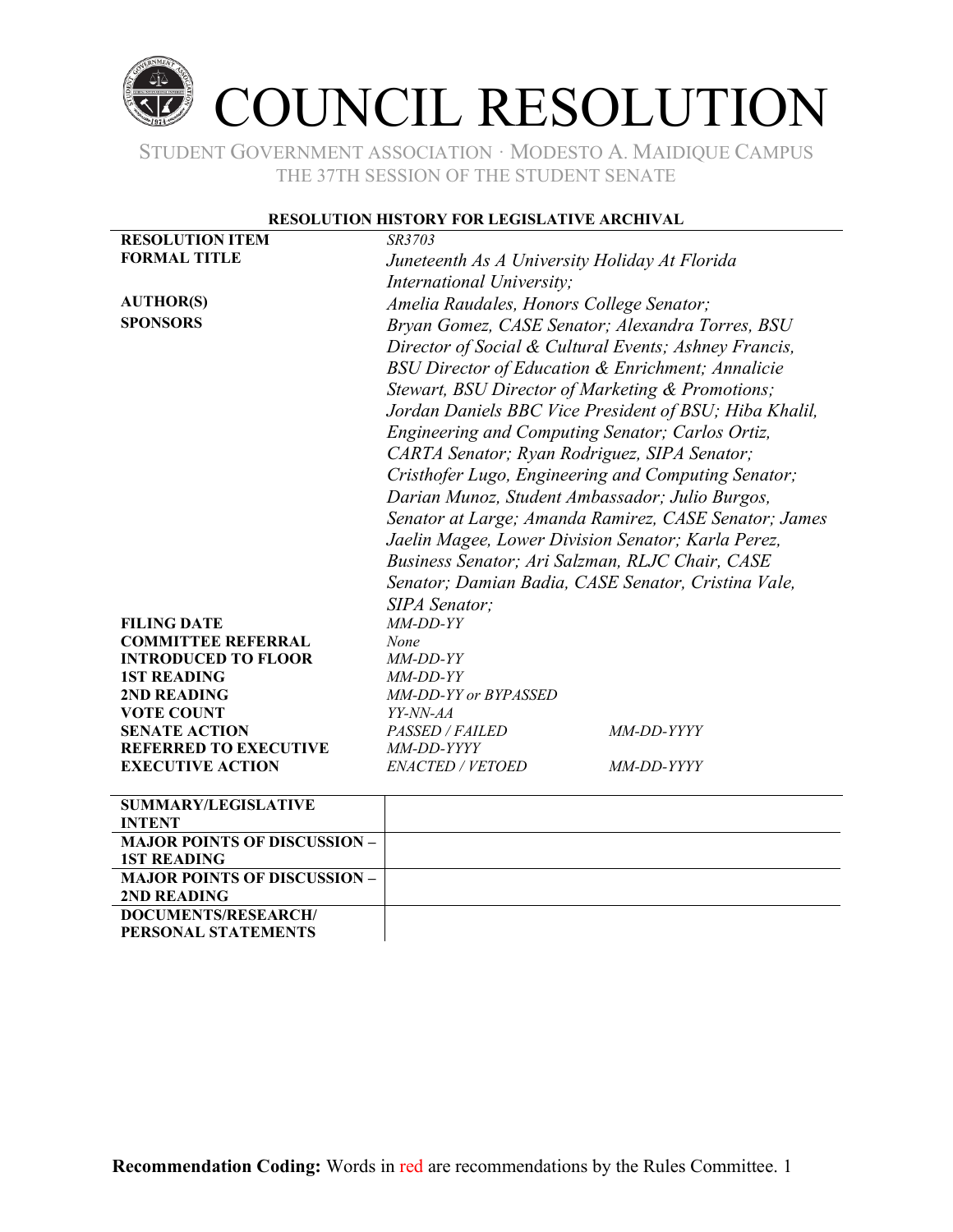# COUNCIL RESOLUTION

STUDENT GOVERNMENT ASSOCIATION · MODESTO A. MAIDIQUE CAMPUS
THE 37TH SESSION OF THE STUDENT SENATE

**RESOLUTION HISTORY FOR LEGISLATIVE ARCHIVAL**

| | | |
|---|---|---|
| **RESOLUTION ITEM** | *SR3703* | |
| **FORMAL TITLE** | *Juneteenth As A University Holiday At Florida International University;* | |
| **AUTHOR(S)** | *Amelia Raudales, Honors College Senator;* | |
| **SPONSORS** | *Bryan Gomez, CASE Senator; Alexandra Torres, BSU Director of Social & Cultural Events; Ashney Francis, BSU Director of Education & Enrichment; Annalicie Stewart, BSU Director of Marketing & Promotions; Jordan Daniels BBC Vice President of BSU; Hiba Khalil, Engineering and Computing Senator; Carlos Ortiz, CARTA Senator; Ryan Rodriguez, SIPA Senator; Cristhofer Lugo, Engineering and Computing Senator; Darian Munoz, Student Ambassador; Julio Burgos, Senator at Large; Amanda Ramirez, CASE Senator; James Jaelin Magee, Lower Division Senator; Karla Perez, Business Senator; Ari Salzman, RLJC Chair, CASE Senator; Damian Badia, CASE Senator, Cristina Vale, SIPA Senator;* | |
| **FILING DATE** | *MM-DD-YY* | |
| **COMMITTEE REFERRAL** | *None* | |
| **INTRODUCED TO FLOOR** | *MM-DD-YY* | |
| **1ST READING** | *MM-DD-YY* | |
| **2ND READING** | *MM-DD-YY or BYPASSED* | |
| **VOTE COUNT** | *YY-NN-AA* | |
| **SENATE ACTION** | *PASSED / FAILED* | *MM-DD-YYYY* |
| **REFERRED TO EXECUTIVE** | *MM-DD-YYYY* | |
| **EXECUTIVE ACTION** | *ENACTED / VETOED* | *MM-DD-YYYY* |

| | |
|---|---|
| **SUMMARY/LEGISLATIVE INTENT** | |
| **MAJOR POINTS OF DISCUSSION – 1ST READING** | |
| **MAJOR POINTS OF DISCUSSION – 2ND READING** | |
| **DOCUMENTS/RESEARCH/ PERSONAL STATEMENTS** | |

**Recommendation Coding:** Words in red are recommendations by the Rules Committee.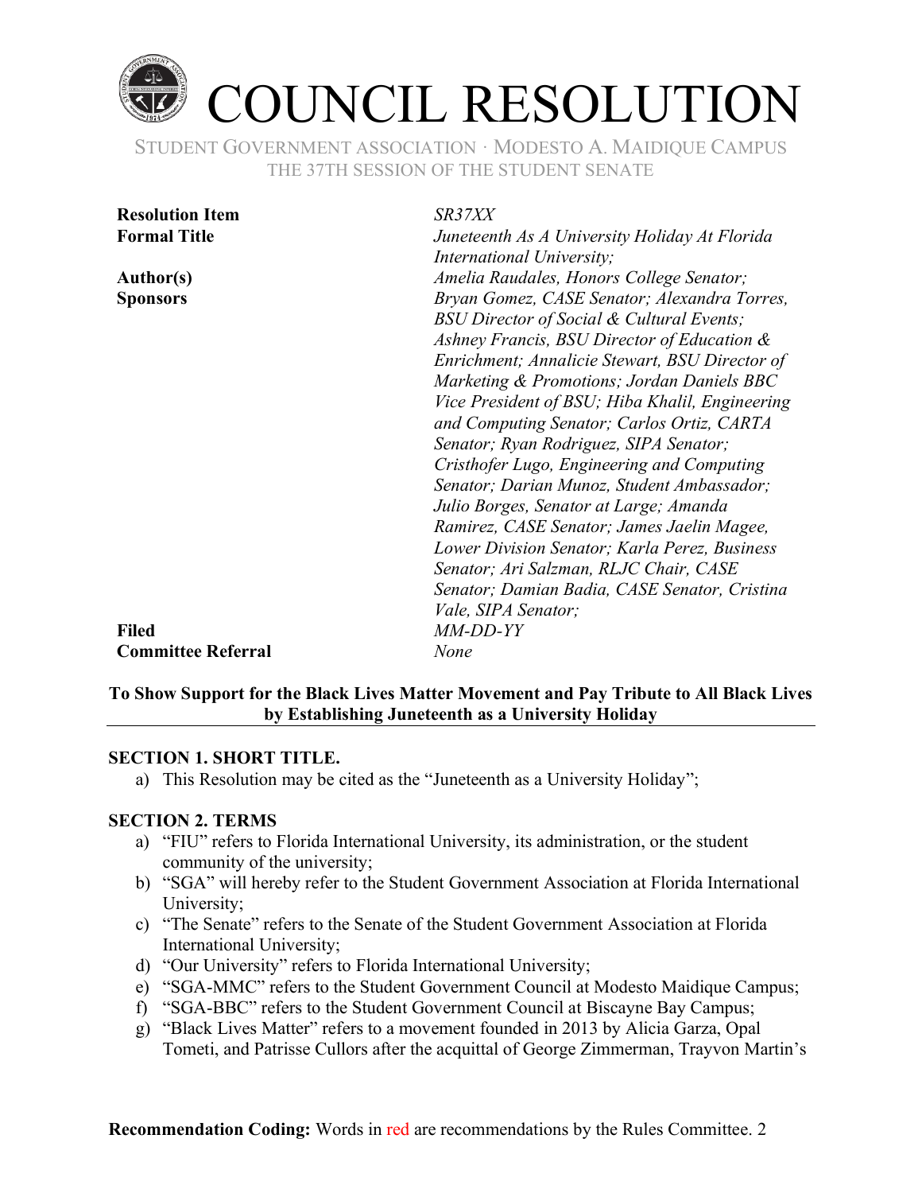# COUNCIL RESOLUTION

STUDENT GOVERNMENT ASSOCIATION · MODESTO A. MAIDIQUE CAMPUS
THE 37TH SESSION OF THE STUDENT SENATE

| | |
|---|---|
| **Resolution Item** | *SR37XX* |
| **Formal Title** | *Juneteenth As A University Holiday At Florida International University;* |
| **Author(s)** | *Amelia Raudales, Honors College Senator;* |
| **Sponsors** | *Bryan Gomez, CASE Senator; Alexandra Torres, BSU Director of Social & Cultural Events; Ashney Francis, BSU Director of Education & Enrichment; Annalicie Stewart, BSU Director of Marketing & Promotions; Jordan Daniels BBC Vice President of BSU; Hiba Khalil, Engineering and Computing Senator; Carlos Ortiz, CARTA Senator; Ryan Rodriguez, SIPA Senator; Cristhofer Lugo, Engineering and Computing Senator; Darian Munoz, Student Ambassador; Julio Borges, Senator at Large; Amanda Ramirez, CASE Senator; James Jaelin Magee, Lower Division Senator; Karla Perez, Business Senator; Ari Salzman, RLJC Chair, CASE Senator; Damian Badia, CASE Senator, Cristina Vale, SIPA Senator;* |
| **Filed** | *MM-DD-YY* |
| **Committee Referral** | *None* |

**To Show Support for the Black Lives Matter Movement and Pay Tribute to All Black Lives by Establishing Juneteenth as a University Holiday**

**SECTION 1. SHORT TITLE.**

a) This Resolution may be cited as the "Juneteenth as a University Holiday";

**SECTION 2. TERMS**

a) "FIU" refers to Florida International University, its administration, or the student community of the university;
b) "SGA" will hereby refer to the Student Government Association at Florida International University;
c) "The Senate" refers to the Senate of the Student Government Association at Florida International University;
d) "Our University" refers to Florida International University;
e) "SGA-MMC" refers to the Student Government Council at Modesto Maidique Campus;
f) "SGA-BBC" refers to the Student Government Council at Biscayne Bay Campus;
g) "Black Lives Matter" refers to a movement founded in 2013 by Alicia Garza, Opal Tometi, and Patrisse Cullors after the acquittal of George Zimmerman, Trayvon Martin's

**Recommendation Coding:** Words in red are recommendations by the Rules Committee.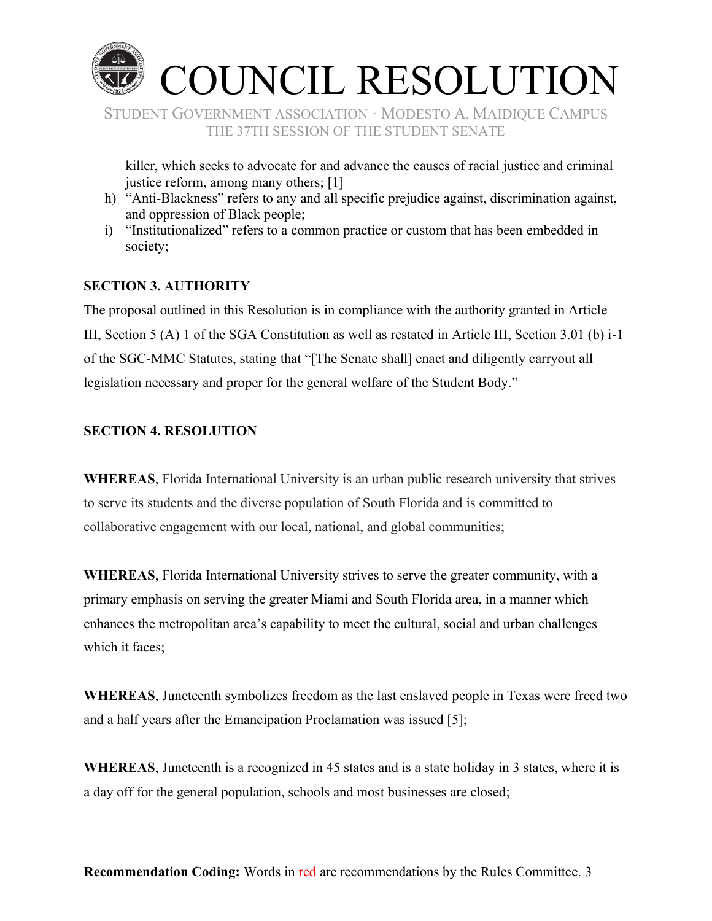killer, which seeks to advocate for and advance the causes of racial justice and criminal justice reform, among many others; [1]

h) "Anti-Blackness" refers to any and all specific prejudice against, discrimination against, and oppression of Black people;
i) "Institutionalized" refers to a common practice or custom that has been embedded in society;

**SECTION 3. AUTHORITY**

The proposal outlined in this Resolution is in compliance with the authority granted in Article III, Section 5 (A) 1 of the SGA Constitution as well as restated in Article III, Section 3.01 (b) i-1 of the SGC-MMC Statutes, stating that "[The Senate shall] enact and diligently carryout all legislation necessary and proper for the general welfare of the Student Body."

**SECTION 4. RESOLUTION**

**WHEREAS**, Florida International University is an urban public research university that strives to serve its students and the diverse population of South Florida and is committed to collaborative engagement with our local, national, and global communities;

**WHEREAS**, Florida International University strives to serve the greater community, with a primary emphasis on serving the greater Miami and South Florida area, in a manner which enhances the metropolitan area's capability to meet the cultural, social and urban challenges which it faces;

**WHEREAS**, Juneteenth symbolizes freedom as the last enslaved people in Texas were freed two and a half years after the Emancipation Proclamation was issued [5];

**WHEREAS**, Juneteenth is a recognized in 45 states and is a state holiday in 3 states, where it is a day off for the general population, schools and most businesses are closed;

**Recommendation Coding:** Words in red are recommendations by the Rules Committee.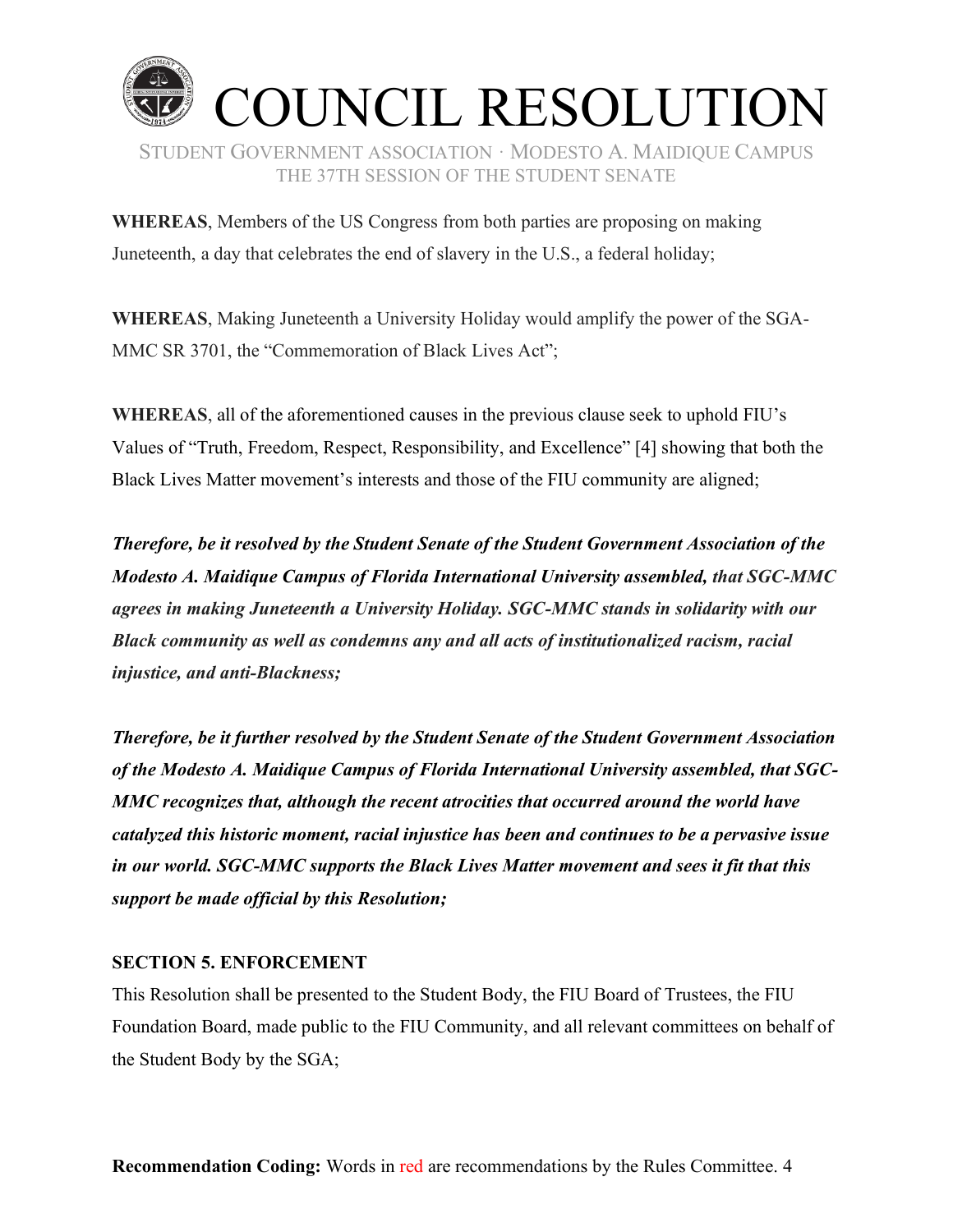# COUNCIL RESOLUTION

STUDENT GOVERNMENT ASSOCIATION · MODESTO A. MAIDIQUE CAMPUS
THE 37TH SESSION OF THE STUDENT SENATE

**WHEREAS**, Members of the US Congress from both parties are proposing on making Juneteenth, a day that celebrates the end of slavery in the U.S., a federal holiday;

**WHEREAS**, Making Juneteenth a University Holiday would amplify the power of the SGA-MMC SR 3701, the "Commemoration of Black Lives Act";

**WHEREAS**, all of the aforementioned causes in the previous clause seek to uphold FIU's Values of "Truth, Freedom, Respect, Responsibility, and Excellence" [4] showing that both the Black Lives Matter movement's interests and those of the FIU community are aligned;

***Therefore, be it resolved by the Student Senate of the Student Government Association of the Modesto A. Maidique Campus of Florida International University assembled, that SGC-MMC agrees in making Juneteenth a University Holiday. SGC-MMC stands in solidarity with our Black community as well as condemns any and all acts of institutionalized racism, racial injustice, and anti-Blackness;***

***Therefore, be it further resolved by the Student Senate of the Student Government Association of the Modesto A. Maidique Campus of Florida International University assembled, that SGC-MMC recognizes that, although the recent atrocities that occurred around the world have catalyzed this historic moment, racial injustice has been and continues to be a pervasive issue in our world. SGC-MMC supports the Black Lives Matter movement and sees it fit that this support be made official by this Resolution;***

**SECTION 5. ENFORCEMENT**

This Resolution shall be presented to the Student Body, the FIU Board of Trustees, the FIU Foundation Board, made public to the FIU Community, and all relevant committees on behalf of the Student Body by the SGA;

**Recommendation Coding:** Words in red are recommendations by the Rules Committee.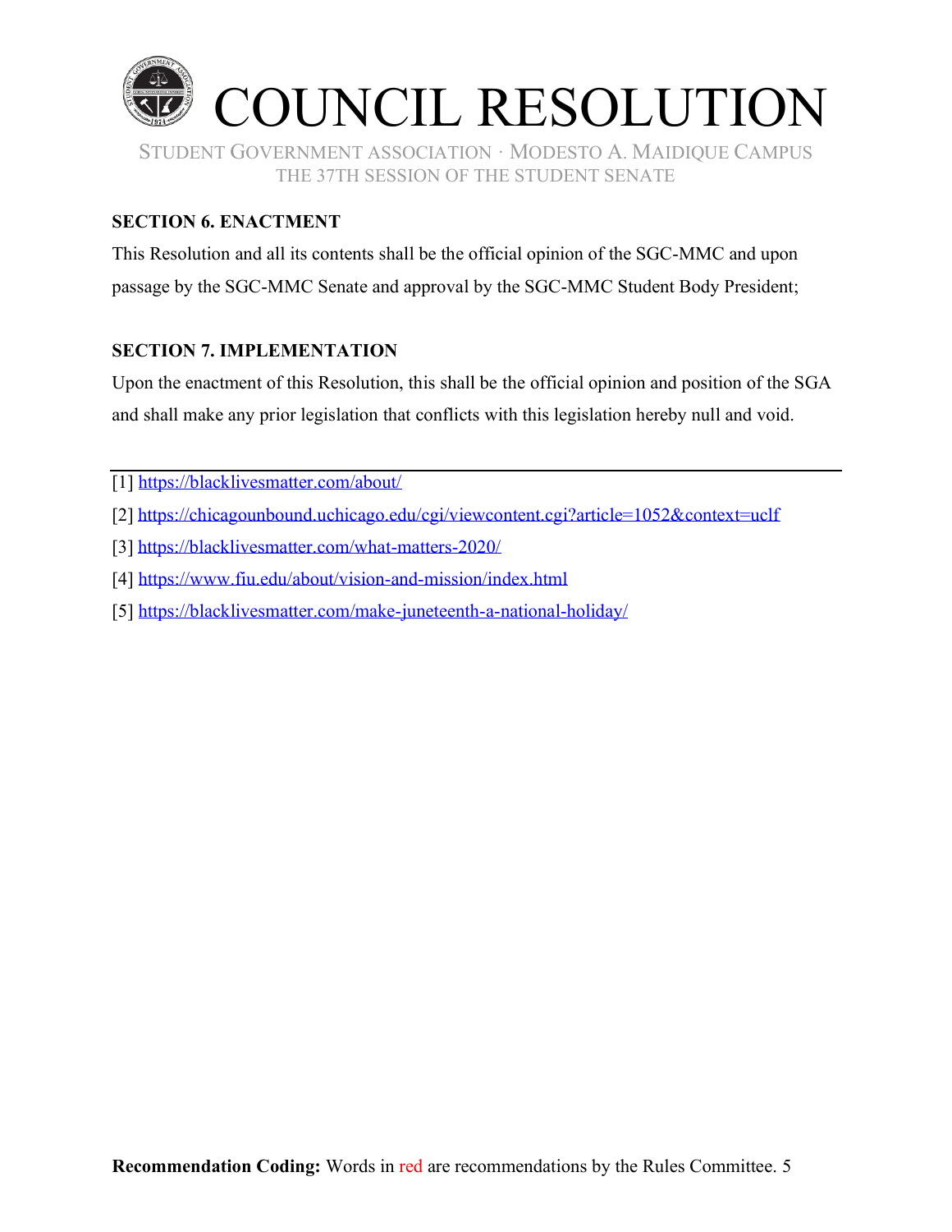# COUNCIL RESOLUTION

STUDENT GOVERNMENT ASSOCIATION · MODESTO A. MAIDIQUE CAMPUS
THE 37TH SESSION OF THE STUDENT SENATE

**SECTION 6. ENACTMENT**

This Resolution and all its contents shall be the official opinion of the SGC-MMC and upon passage by the SGC-MMC Senate and approval by the SGC-MMC Student Body President;

**SECTION 7. IMPLEMENTATION**

Upon the enactment of this Resolution, this shall be the official opinion and position of the SGA and shall make any prior legislation that conflicts with this legislation hereby null and void.

---

[1] https://blacklivesmatter.com/about/

[2] https://chicagounbound.uchicago.edu/cgi/viewcontent.cgi?article=1052&context=uclf

[3] https://blacklivesmatter.com/what-matters-2020/

[4] https://www.fiu.edu/about/vision-and-mission/index.html

[5] https://blacklivesmatter.com/make-juneteenth-a-national-holiday/

**Recommendation Coding:** Words in red are recommendations by the Rules Committee.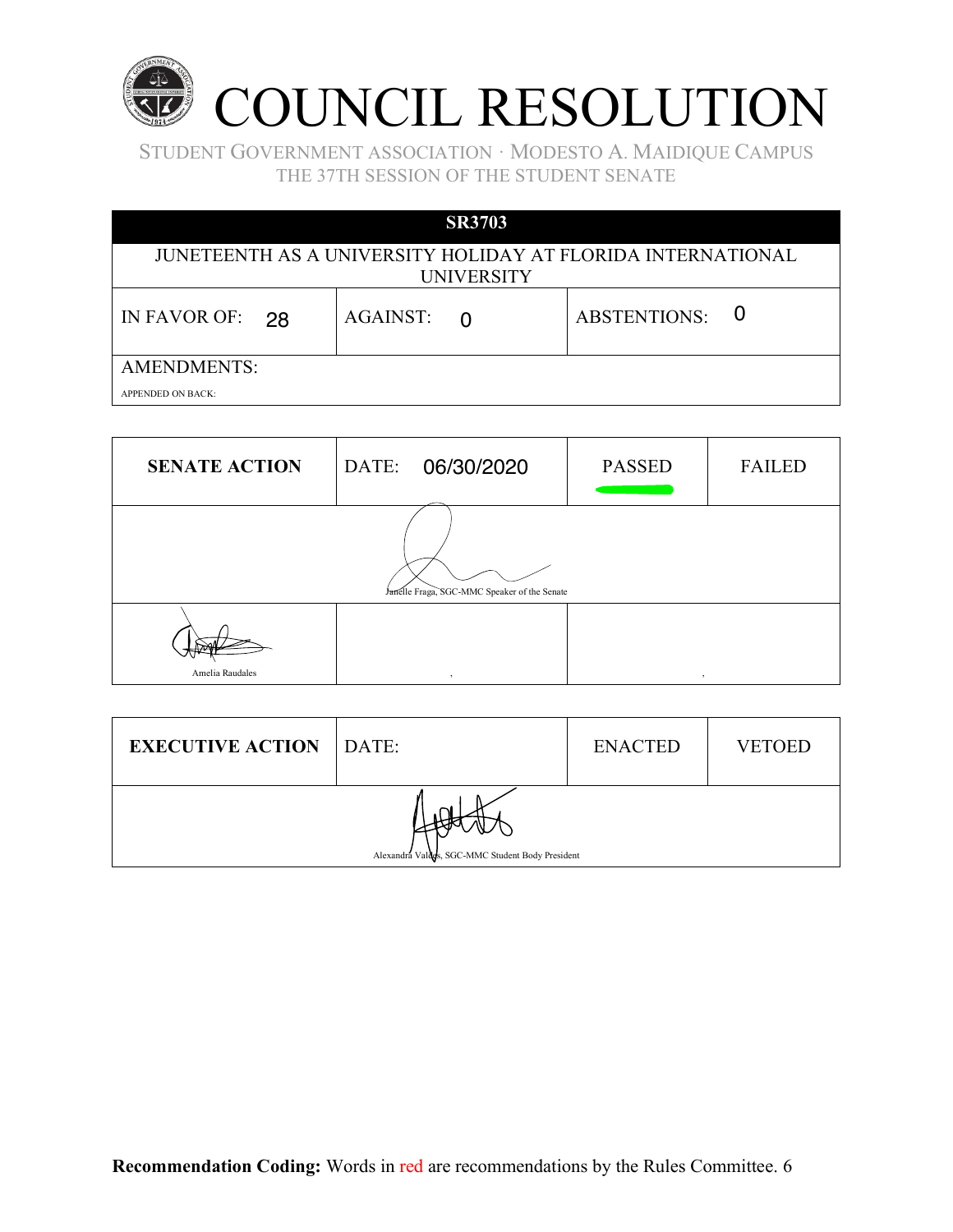# COUNCIL RESOLUTION

STUDENT GOVERNMENT ASSOCIATION · MODESTO A. MAIDIQUE CAMPUS
THE 37TH SESSION OF THE STUDENT SENATE

| SR3703 | | |
|---|---|---|
| JUNETEENTH AS A UNIVERSITY HOLIDAY AT FLORIDA INTERNATIONAL UNIVERSITY | | |
| IN FAVOR OF: 28 | AGAINST: 0 | ABSTENTIONS: 0 |
| AMENDMENTS: APPENDED ON BACK: | | |

| SENATE ACTION | DATE: 06/30/2020 | PASSED | FAILED |
|---|---|---|---|
| Janelle Fraga, SGC-MMC Speaker of the Senate | | | |
| Amelia Raudales | , | , | |

| EXECUTIVE ACTION | DATE: | ENACTED | VETOED |
|---|---|---|---|
| Alexandra Valdes, SGC-MMC Student Body President | | | |

**Recommendation Coding:** Words in red are recommendations by the Rules Committee.